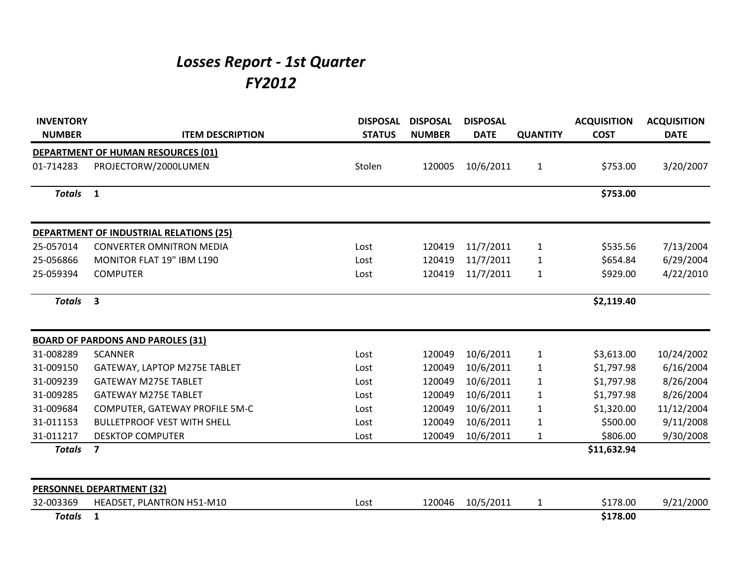# *Losses Report - 1st Quarter FY2012*

| INVENTORY NUMBER | ITEM DESCRIPTION | DISPOSAL STATUS | DISPOSAL NUMBER | DISPOSAL DATE | QUANTITY | ACQUISITION COST | ACQUISITION DATE |
|---|---|---|---|---|---|---|---|
| **DEPARTMENT OF HUMAN RESOURCES (01)** | | | | | | | |
| 01-714283 | PROJECTORW/2000LUMEN | Stolen | 120005 | 10/6/2011 | 1 | $753.00 | 3/20/2007 |
| ***Totals*** | **1** | | | | | **$753.00** | |
| **DEPARTMENT OF INDUSTRIAL RELATIONS (25)** | | | | | | | |
| 25-057014 | CONVERTER OMNITRON MEDIA | Lost | 120419 | 11/7/2011 | 1 | $535.56 | 7/13/2004 |
| 25-056866 | MONITOR FLAT 19" IBM L190 | Lost | 120419 | 11/7/2011 | 1 | $654.84 | 6/29/2004 |
| 25-059394 | COMPUTER | Lost | 120419 | 11/7/2011 | 1 | $929.00 | 4/22/2010 |
| ***Totals*** | **3** | | | | | **$2,119.40** | |
| **BOARD OF PARDONS AND PAROLES (31)** | | | | | | | |
| 31-008289 | SCANNER | Lost | 120049 | 10/6/2011 | 1 | $3,613.00 | 10/24/2002 |
| 31-009150 | GATEWAY, LAPTOP M275E TABLET | Lost | 120049 | 10/6/2011 | 1 | $1,797.98 | 6/16/2004 |
| 31-009239 | GATEWAY M275E TABLET | Lost | 120049 | 10/6/2011 | 1 | $1,797.98 | 8/26/2004 |
| 31-009285 | GATEWAY M275E TABLET | Lost | 120049 | 10/6/2011 | 1 | $1,797.98 | 8/26/2004 |
| 31-009684 | COMPUTER, GATEWAY PROFILE 5M-C | Lost | 120049 | 10/6/2011 | 1 | $1,320.00 | 11/12/2004 |
| 31-011153 | BULLETPROOF VEST WITH SHELL | Lost | 120049 | 10/6/2011 | 1 | $500.00 | 9/11/2008 |
| 31-011217 | DESKTOP COMPUTER | Lost | 120049 | 10/6/2011 | 1 | $806.00 | 9/30/2008 |
| ***Totals*** | **7** | | | | | **$11,632.94** | |
| **PERSONNEL DEPARTMENT (32)** | | | | | | | |
| 32-003369 | HEADSET, PLANTRON H51-M10 | Lost | 120046 | 10/5/2011 | 1 | $178.00 | 9/21/2000 |
| ***Totals*** | **1** | | | | | **$178.00** | |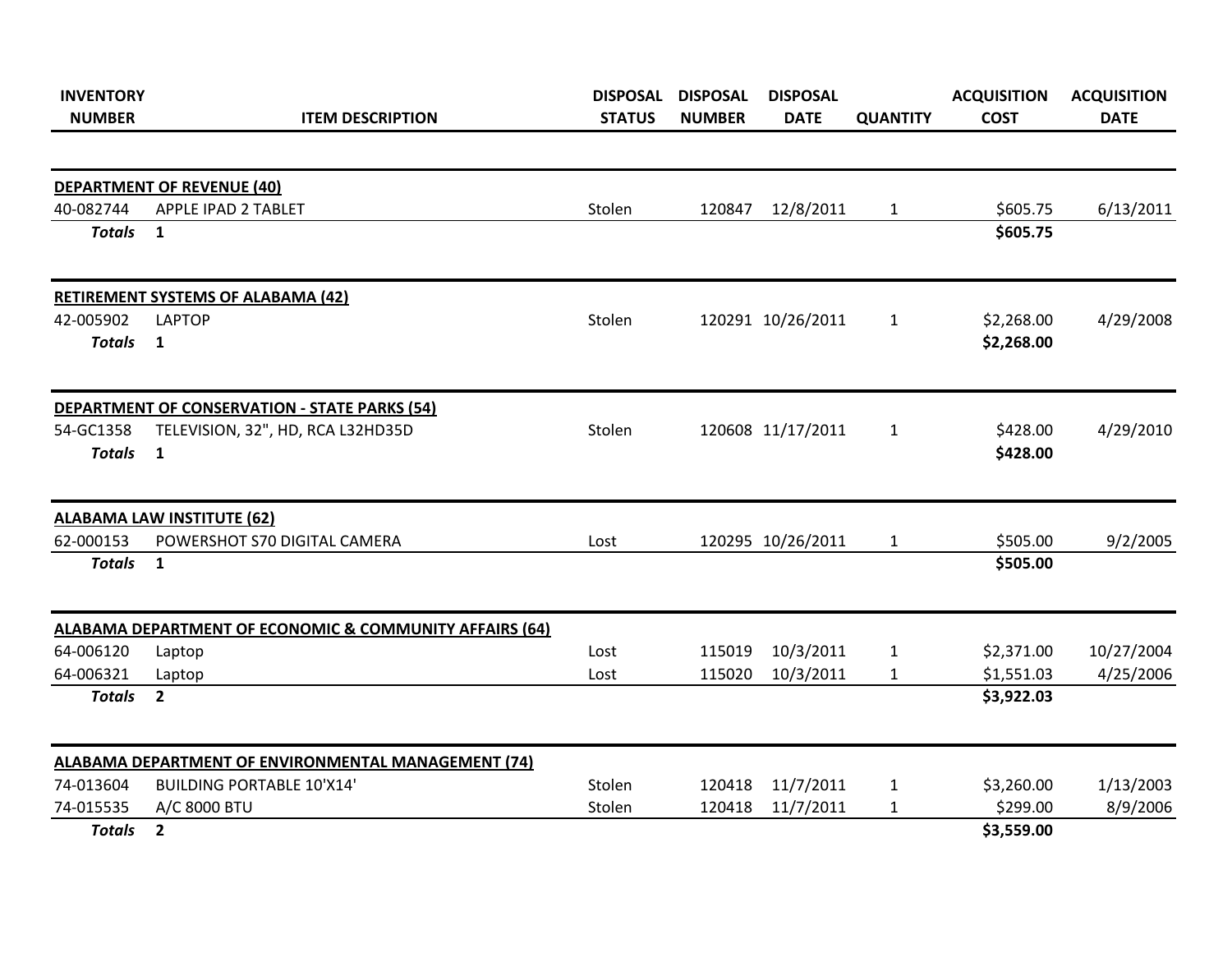| INVENTORY NUMBER | ITEM DESCRIPTION | DISPOSAL STATUS | DISPOSAL NUMBER | DISPOSAL DATE | QUANTITY | ACQUISITION COST | ACQUISITION DATE |
|---|---|---|---|---|---|---|---|
| **DEPARTMENT OF REVENUE (40)** | | | | | | | |
| 40-082744 | APPLE IPAD 2 TABLET | Stolen | 120847 | 12/8/2011 | 1 | $605.75 | 6/13/2011 |
| ***Totals*** | **1** | | | | | **$605.75** | |
| **RETIREMENT SYSTEMS OF ALABAMA (42)** | | | | | | | |
| 42-005902 | LAPTOP | Stolen | 120291 | 10/26/2011 | 1 | $2,268.00 | 4/29/2008 |
| ***Totals*** | **1** | | | | | **$2,268.00** | |
| **DEPARTMENT OF CONSERVATION - STATE PARKS (54)** | | | | | | | |
| 54-GC1358 | TELEVISION, 32", HD, RCA L32HD35D | Stolen | 120608 | 11/17/2011 | 1 | $428.00 | 4/29/2010 |
| ***Totals*** | **1** | | | | | **$428.00** | |
| **ALABAMA LAW INSTITUTE (62)** | | | | | | | |
| 62-000153 | POWERSHOT S70 DIGITAL CAMERA | Lost | 120295 | 10/26/2011 | 1 | $505.00 | 9/2/2005 |
| ***Totals*** | **1** | | | | | **$505.00** | |
| **ALABAMA DEPARTMENT OF ECONOMIC & COMMUNITY AFFAIRS (64)** | | | | | | | |
| 64-006120 | Laptop | Lost | 115019 | 10/3/2011 | 1 | $2,371.00 | 10/27/2004 |
| 64-006321 | Laptop | Lost | 115020 | 10/3/2011 | 1 | $1,551.03 | 4/25/2006 |
| ***Totals*** | **2** | | | | | **$3,922.03** | |
| **ALABAMA DEPARTMENT OF ENVIRONMENTAL MANAGEMENT (74)** | | | | | | | |
| 74-013604 | BUILDING PORTABLE 10'X14' | Stolen | 120418 | 11/7/2011 | 1 | $3,260.00 | 1/13/2003 |
| 74-015535 | A/C 8000 BTU | Stolen | 120418 | 11/7/2011 | 1 | $299.00 | 8/9/2006 |
| ***Totals*** | **2** | | | | | **$3,559.00** | |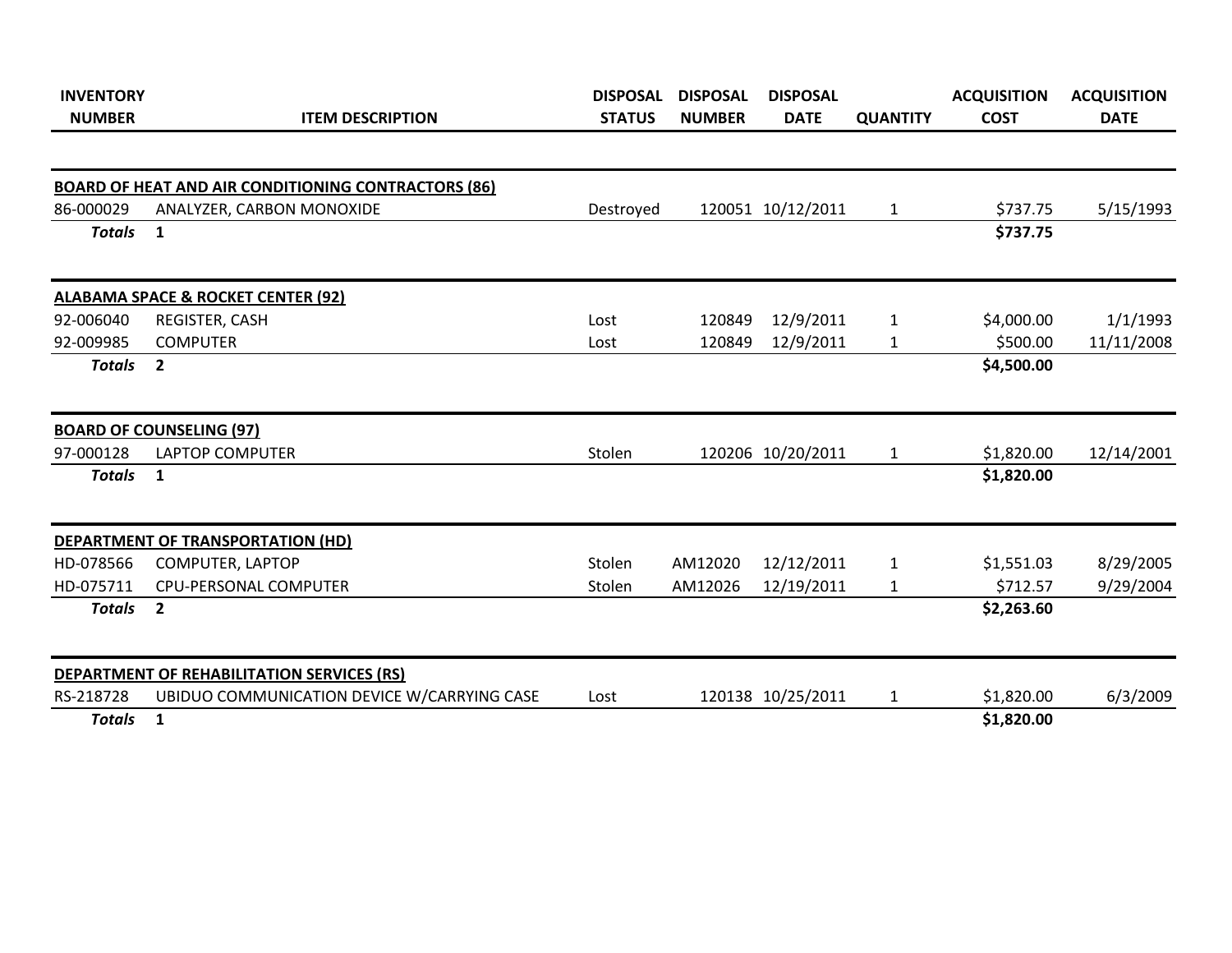| INVENTORY NUMBER | ITEM DESCRIPTION | DISPOSAL STATUS | DISPOSAL NUMBER | DISPOSAL DATE | QUANTITY | ACQUISITION COST | ACQUISITION DATE |
|---|---|---|---|---|---|---|---|
| **BOARD OF HEAT AND AIR CONDITIONING CONTRACTORS (86)** | | | | | | | |
| 86-000029 | ANALYZER, CARBON MONOXIDE | Destroyed | 120051 | 10/12/2011 | 1 | $737.75 | 5/15/1993 |
| ***Totals*** | **1** | | | | | **$737.75** | |
| **ALABAMA SPACE & ROCKET CENTER (92)** | | | | | | | |
| 92-006040 | REGISTER, CASH | Lost | 120849 | 12/9/2011 | 1 | $4,000.00 | 1/1/1993 |
| 92-009985 | COMPUTER | Lost | 120849 | 12/9/2011 | 1 | $500.00 | 11/11/2008 |
| ***Totals*** | **2** | | | | | **$4,500.00** | |
| **BOARD OF COUNSELING (97)** | | | | | | | |
| 97-000128 | LAPTOP COMPUTER | Stolen | 120206 | 10/20/2011 | 1 | $1,820.00 | 12/14/2001 |
| ***Totals*** | **1** | | | | | **$1,820.00** | |
| **DEPARTMENT OF TRANSPORTATION (HD)** | | | | | | | |
| HD-078566 | COMPUTER, LAPTOP | Stolen | AM12020 | 12/12/2011 | 1 | $1,551.03 | 8/29/2005 |
| HD-075711 | CPU-PERSONAL COMPUTER | Stolen | AM12026 | 12/19/2011 | 1 | $712.57 | 9/29/2004 |
| ***Totals*** | **2** | | | | | **$2,263.60** | |
| **DEPARTMENT OF REHABILITATION SERVICES (RS)** | | | | | | | |
| RS-218728 | UBIDUO COMMUNICATION DEVICE W/CARRYING CASE | Lost | 120138 | 10/25/2011 | 1 | $1,820.00 | 6/3/2009 |
| ***Totals*** | **1** | | | | | **$1,820.00** | |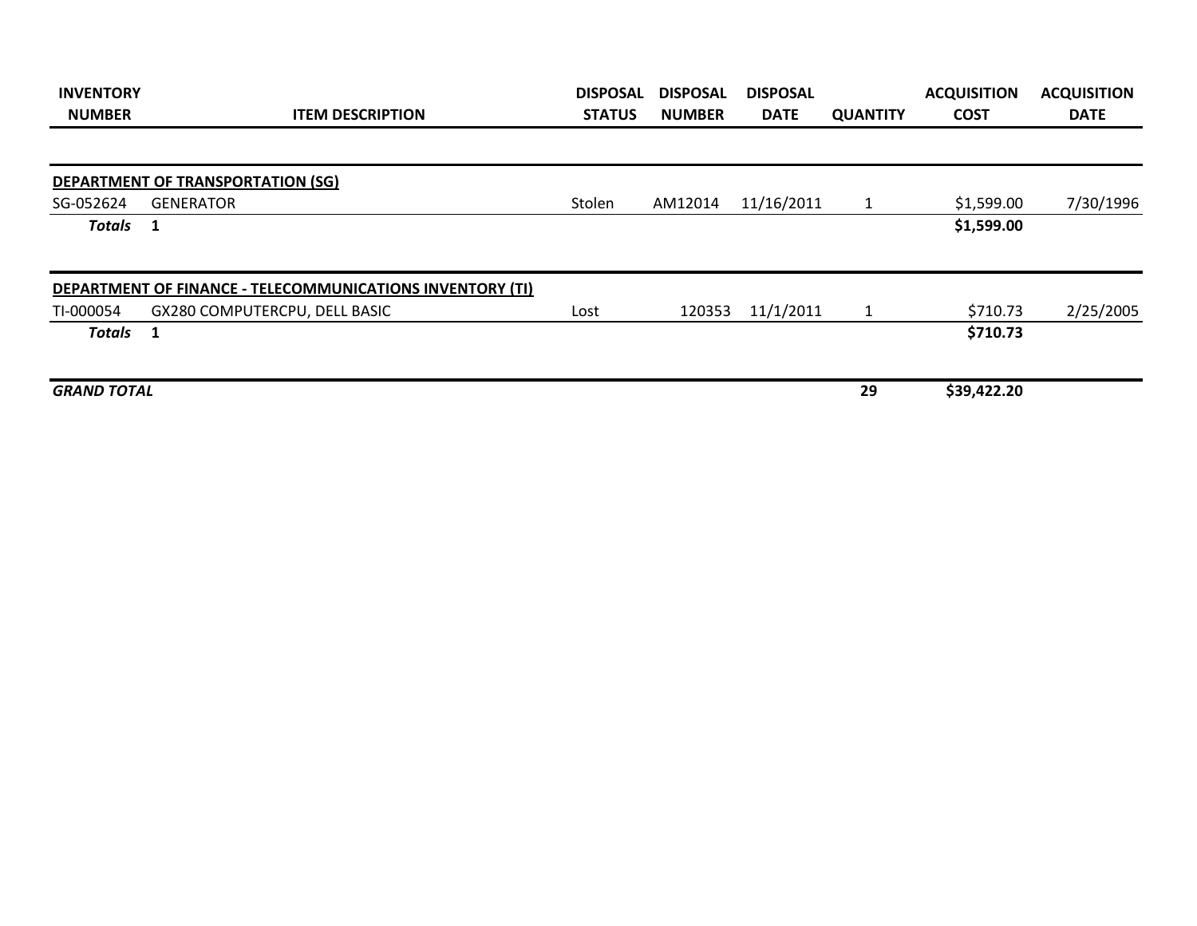| INVENTORY NUMBER | ITEM DESCRIPTION | DISPOSAL STATUS | DISPOSAL NUMBER | DISPOSAL DATE | QUANTITY | ACQUISITION COST | ACQUISITION DATE |
|---|---|---|---|---|---|---|---|
| **DEPARTMENT OF TRANSPORTATION (SG)** | | | | | | | |
| SG-052624 | GENERATOR | Stolen | AM12014 | 11/16/2011 | 1 | $1,599.00 | 7/30/1996 |
| ***Totals*** | **1** | | | | | **$1,599.00** | |
| **DEPARTMENT OF FINANCE - TELECOMMUNICATIONS INVENTORY (TI)** | | | | | | | |
| TI-000054 | GX280 COMPUTERCPU, DELL BASIC | Lost | 120353 | 11/1/2011 | 1 | $710.73 | 2/25/2005 |
| ***Totals*** | **1** | | | | | **$710.73** | |
| ***GRAND TOTAL*** | | | | | **29** | **$39,422.20** | |